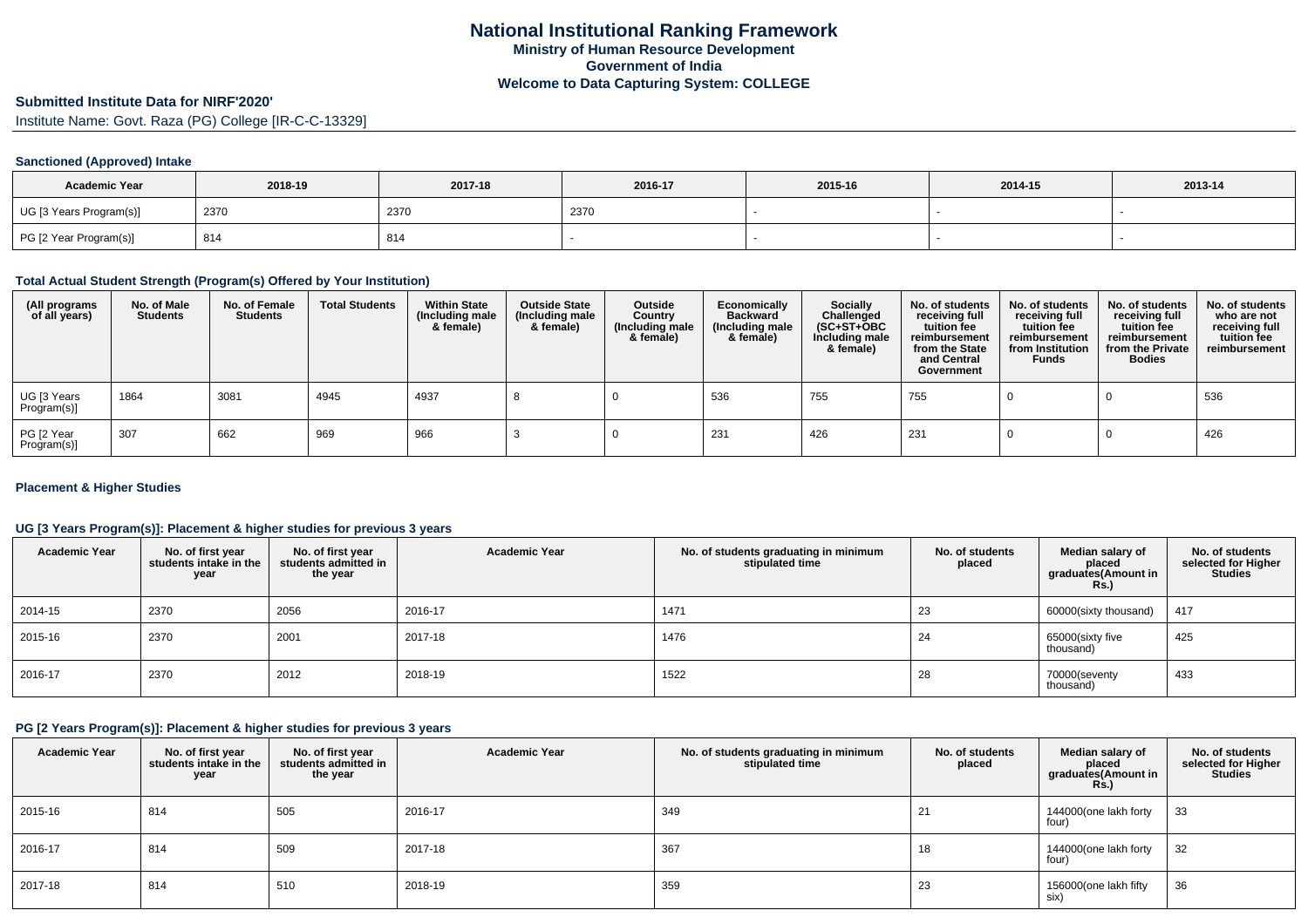# National Institutional Ranking Framework
## Ministry of Human Resource Development
## Government of India
## Welcome to Data Capturing System: COLLEGE

### Submitted Institute Data for NIRF'2020'

Institute Name: Govt. Raza (PG) College [IR-C-C-13329]

#### Sanctioned (Approved) Intake

| Academic Year | 2018-19 | 2017-18 | 2016-17 | 2015-16 | 2014-15 | 2013-14 |
|---|---|---|---|---|---|---|
| UG [3 Years Program(s)] | 2370 | 2370 | 2370 | - | - | - |
| PG [2 Year Program(s)] | 814 | 814 | - | - | - | - |

#### Total Actual Student Strength (Program(s) Offered by Your Institution)

| (All programs of all years) | No. of Male Students | No. of Female Students | Total Students | Within State (Including male & female) | Outside State (Including male & female) | Outside Country (Including male & female) | Economically Backward (Including male & female) | Socially Challenged (SC+ST+OBC Including male & female) | No. of students receiving full tuition fee reimbursement from the State and Central Government | No. of students receiving full tuition fee reimbursement from Institution Funds | No. of students receiving full tuition fee reimbursement from the Private Bodies | No. of students who are not receiving full tuition fee reimbursement |
|---|---|---|---|---|---|---|---|---|---|---|---|---|
| UG [3 Years Program(s)] | 1864 | 3081 | 4945 | 4937 | 8 | 0 | 536 | 755 | 755 | 0 | 0 | 536 |
| PG [2 Year Program(s)] | 307 | 662 | 969 | 966 | 3 | 0 | 231 | 426 | 231 | 0 | 0 | 426 |

#### Placement & Higher Studies

#### UG [3 Years Program(s)]: Placement & higher studies for previous 3 years

| Academic Year | No. of first year students intake in the year | No. of first year students admitted in the year | Academic Year | No. of students graduating in minimum stipulated time | No. of students placed | Median salary of placed graduates(Amount in Rs.) | No. of students selected for Higher Studies |
|---|---|---|---|---|---|---|---|
| 2014-15 | 2370 | 2056 | 2016-17 | 1471 | 23 | 60000(sixty thousand) | 417 |
| 2015-16 | 2370 | 2001 | 2017-18 | 1476 | 24 | 65000(sixty five thousand) | 425 |
| 2016-17 | 2370 | 2012 | 2018-19 | 1522 | 28 | 70000(seventy thousand) | 433 |

#### PG [2 Years Program(s)]: Placement & higher studies for previous 3 years

| Academic Year | No. of first year students intake in the year | No. of first year students admitted in the year | Academic Year | No. of students graduating in minimum stipulated time | No. of students placed | Median salary of placed graduates(Amount in Rs.) | No. of students selected for Higher Studies |
|---|---|---|---|---|---|---|---|
| 2015-16 | 814 | 505 | 2016-17 | 349 | 21 | 144000(one lakh forty four) | 33 |
| 2016-17 | 814 | 509 | 2017-18 | 367 | 18 | 144000(one lakh forty four) | 32 |
| 2017-18 | 814 | 510 | 2018-19 | 359 | 23 | 156000(one lakh fifty six) | 36 |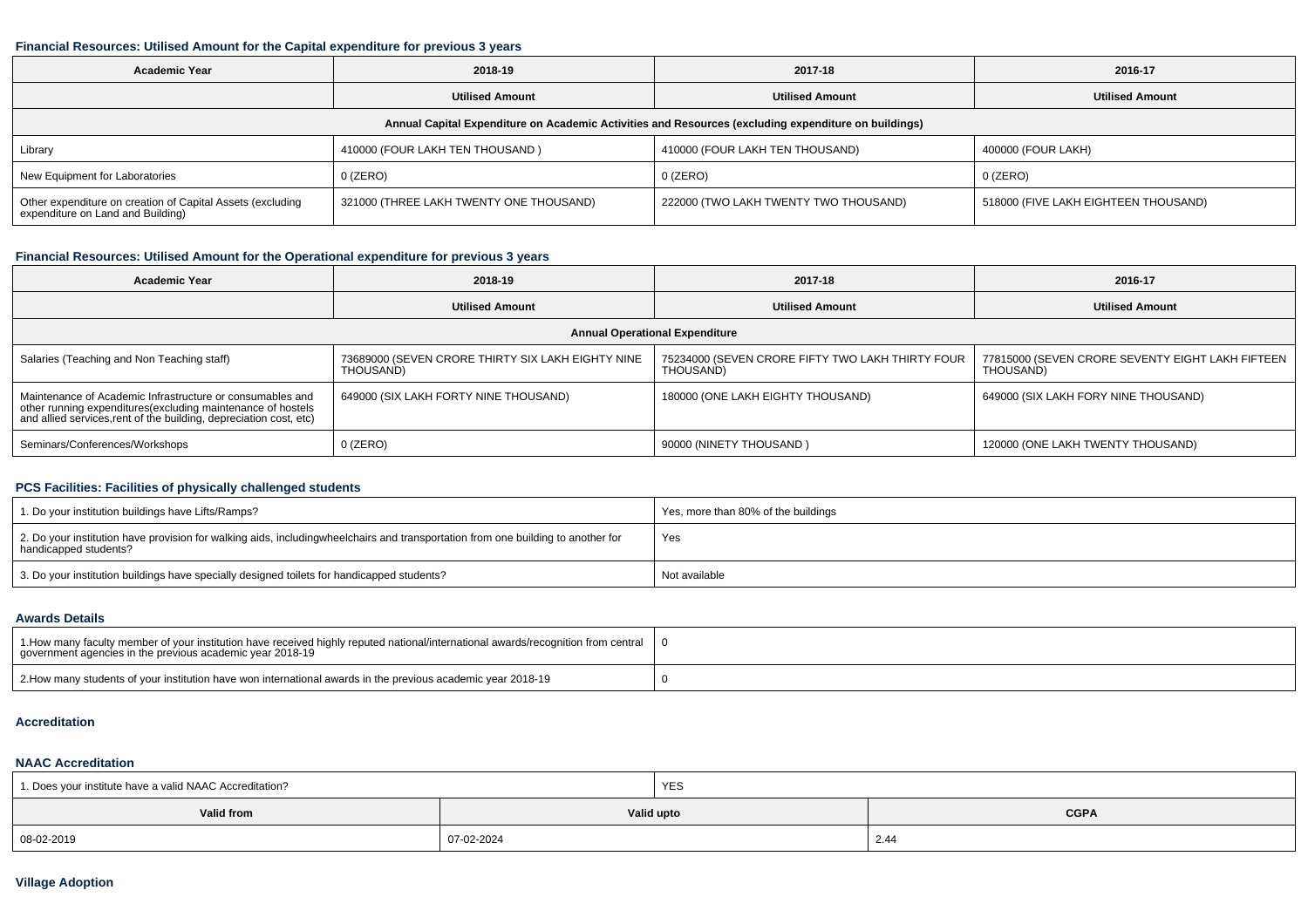### Financial Resources: Utilised Amount for the Capital expenditure for previous 3 years

| Academic Year | 2018-19 | 2017-18 | 2016-17 |
|---|---|---|---|
| | Utilised Amount | Utilised Amount | Utilised Amount |
| Annual Capital Expenditure on Academic Activities and Resources (excluding expenditure on buildings) | | | |
| Library | 410000 (FOUR LAKH TEN THOUSAND ) | 410000 (FOUR LAKH TEN THOUSAND) | 400000 (FOUR LAKH) |
| New Equipment for Laboratories | 0 (ZERO) | 0 (ZERO) | 0 (ZERO) |
| Other expenditure on creation of Capital Assets (excluding expenditure on Land and Building) | 321000 (THREE LAKH TWENTY ONE THOUSAND) | 222000 (TWO LAKH TWENTY TWO THOUSAND) | 518000 (FIVE LAKH EIGHTEEN THOUSAND) |

### Financial Resources: Utilised Amount for the Operational expenditure for previous 3 years

| Academic Year | 2018-19 | 2017-18 | 2016-17 |
|---|---|---|---|
| | Utilised Amount | Utilised Amount | Utilised Amount |
| Annual Operational Expenditure | | | |
| Salaries (Teaching and Non Teaching staff) | 73689000 (SEVEN CRORE THIRTY SIX LAKH EIGHTY NINE THOUSAND) | 75234000 (SEVEN CRORE FIFTY TWO LAKH THIRTY FOUR THOUSAND) | 77815000 (SEVEN CRORE SEVENTY EIGHT LAKH FIFTEEN THOUSAND) |
| Maintenance of Academic Infrastructure or consumables and other running expenditures(excluding maintenance of hostels and allied services,rent of the building, depreciation cost, etc) | 649000 (SIX LAKH FORTY NINE THOUSAND) | 180000 (ONE LAKH EIGHTY THOUSAND) | 649000 (SIX LAKH FORY NINE THOUSAND) |
| Seminars/Conferences/Workshops | 0 (ZERO) | 90000 (NINETY THOUSAND ) | 120000 (ONE LAKH TWENTY THOUSAND) |

### PCS Facilities: Facilities of physically challenged students

| | |
|---|---|
| 1. Do your institution buildings have Lifts/Ramps? | Yes, more than 80% of the buildings |
| 2. Do your institution have provision for walking aids, includingwheelchairs and transportation from one building to another for handicapped students? | Yes |
| 3. Do your institution buildings have specially designed toilets for handicapped students? | Not available |

### Awards Details

| | |
|---|---|
| 1.How many faculty member of your institution have received highly reputed national/international awards/recognition from central government agencies in the previous academic year 2018-19 | 0 |
| 2.How many students of your institution have won international awards in the previous academic year 2018-19 | 0 |

### Accreditation

### NAAC Accreditation

| 1. Does your institute have a valid NAAC Accreditation? | YES | |
|---|---|---|
| Valid from | Valid upto | CGPA |
| 08-02-2019 | 07-02-2024 | 2.44 |

### Village Adoption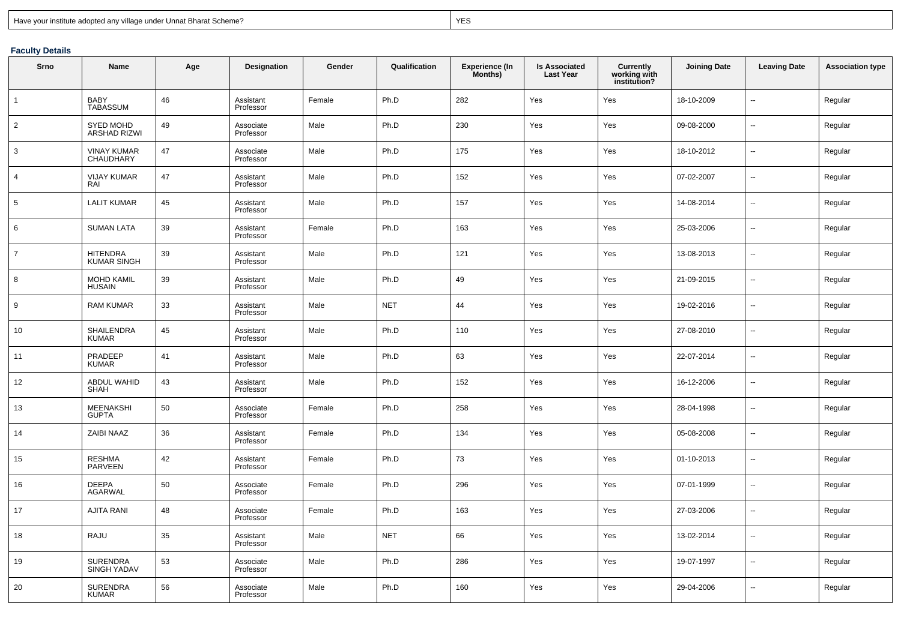| Have your institute adopted any village under Unnat Bharat Scheme? | YES |
|---|---|

**Faculty Details**

| Srno | Name | Age | Designation | Gender | Qualification | Experience (In Months) | Is Associated Last Year | Currently working with institution? | Joining Date | Leaving Date | Association type |
|---|---|---|---|---|---|---|---|---|---|---|---|
| 1 | BABY TABASSUM | 46 | Assistant Professor | Female | Ph.D | 282 | Yes | Yes | 18-10-2009 | -- | Regular |
| 2 | SYED MOHD ARSHAD RIZWI | 49 | Associate Professor | Male | Ph.D | 230 | Yes | Yes | 09-08-2000 | -- | Regular |
| 3 | VINAY KUMAR CHAUDHARY | 47 | Associate Professor | Male | Ph.D | 175 | Yes | Yes | 18-10-2012 | -- | Regular |
| 4 | VIJAY KUMAR RAI | 47 | Assistant Professor | Male | Ph.D | 152 | Yes | Yes | 07-02-2007 | -- | Regular |
| 5 | LALIT KUMAR | 45 | Assistant Professor | Male | Ph.D | 157 | Yes | Yes | 14-08-2014 | -- | Regular |
| 6 | SUMAN LATA | 39 | Assistant Professor | Female | Ph.D | 163 | Yes | Yes | 25-03-2006 | -- | Regular |
| 7 | HITENDRA KUMAR SINGH | 39 | Assistant Professor | Male | Ph.D | 121 | Yes | Yes | 13-08-2013 | -- | Regular |
| 8 | MOHD KAMIL HUSAIN | 39 | Assistant Professor | Male | Ph.D | 49 | Yes | Yes | 21-09-2015 | -- | Regular |
| 9 | RAM KUMAR | 33 | Assistant Professor | Male | NET | 44 | Yes | Yes | 19-02-2016 | -- | Regular |
| 10 | SHAILENDRA KUMAR | 45 | Assistant Professor | Male | Ph.D | 110 | Yes | Yes | 27-08-2010 | -- | Regular |
| 11 | PRADEEP KUMAR | 41 | Assistant Professor | Male | Ph.D | 63 | Yes | Yes | 22-07-2014 | -- | Regular |
| 12 | ABDUL WAHID SHAH | 43 | Assistant Professor | Male | Ph.D | 152 | Yes | Yes | 16-12-2006 | -- | Regular |
| 13 | MEENAKSHI GUPTA | 50 | Associate Professor | Female | Ph.D | 258 | Yes | Yes | 28-04-1998 | -- | Regular |
| 14 | ZAIBI NAAZ | 36 | Assistant Professor | Female | Ph.D | 134 | Yes | Yes | 05-08-2008 | -- | Regular |
| 15 | RESHMA PARVEEN | 42 | Assistant Professor | Female | Ph.D | 73 | Yes | Yes | 01-10-2013 | -- | Regular |
| 16 | DEEPA AGARWAL | 50 | Associate Professor | Female | Ph.D | 296 | Yes | Yes | 07-01-1999 | -- | Regular |
| 17 | AJITA RANI | 48 | Associate Professor | Female | Ph.D | 163 | Yes | Yes | 27-03-2006 | -- | Regular |
| 18 | RAJU | 35 | Assistant Professor | Male | NET | 66 | Yes | Yes | 13-02-2014 | -- | Regular |
| 19 | SURENDRA SINGH YADAV | 53 | Associate Professor | Male | Ph.D | 286 | Yes | Yes | 19-07-1997 | -- | Regular |
| 20 | SURENDRA KUMAR | 56 | Associate Professor | Male | Ph.D | 160 | Yes | Yes | 29-04-2006 | -- | Regular |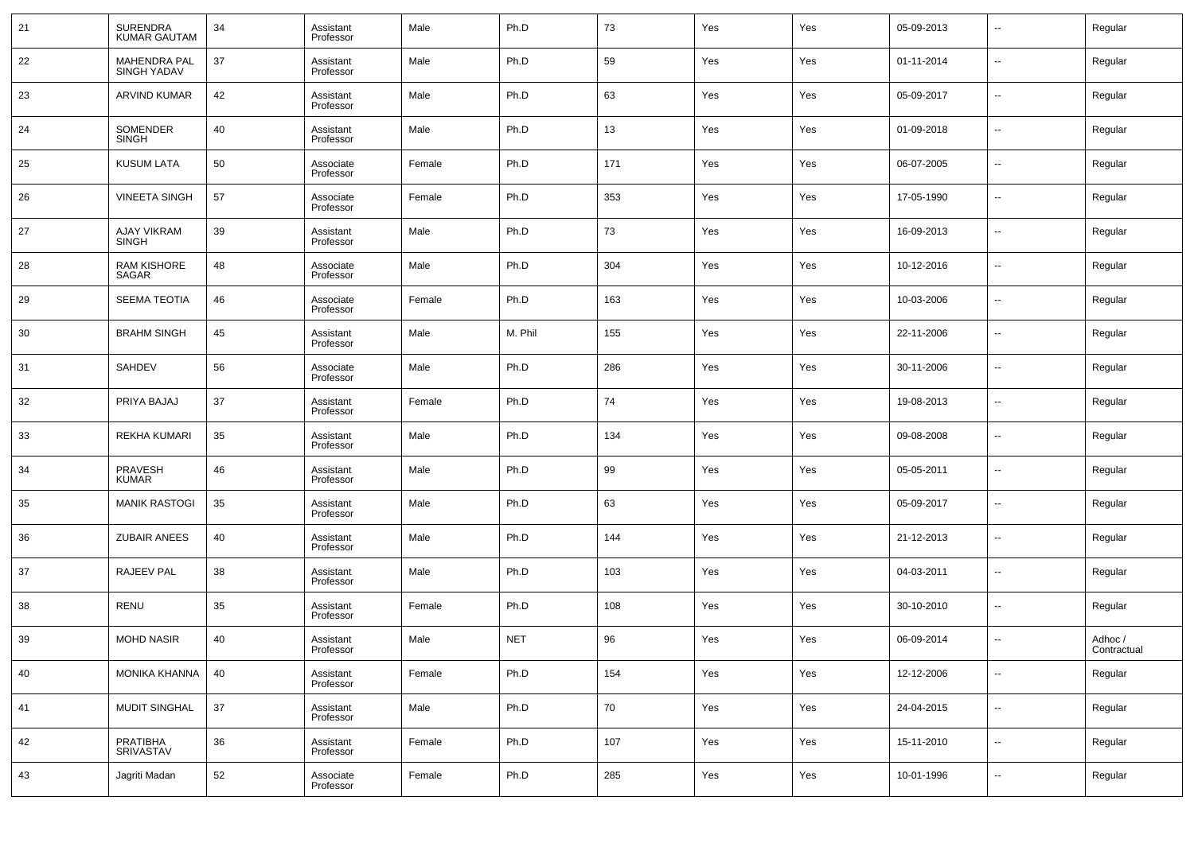| 21 | SURENDRA KUMAR GAUTAM | 34 | Assistant Professor | Male | Ph.D | 73 | Yes | Yes | 05-09-2013 | -- | Regular |
|---|---|---|---|---|---|---|---|---|---|---|---|
| 22 | MAHENDRA PAL SINGH YADAV | 37 | Assistant Professor | Male | Ph.D | 59 | Yes | Yes | 01-11-2014 | -- | Regular |
| 23 | ARVIND KUMAR | 42 | Assistant Professor | Male | Ph.D | 63 | Yes | Yes | 05-09-2017 | -- | Regular |
| 24 | SOMENDER SINGH | 40 | Assistant Professor | Male | Ph.D | 13 | Yes | Yes | 01-09-2018 | -- | Regular |
| 25 | KUSUM LATA | 50 | Associate Professor | Female | Ph.D | 171 | Yes | Yes | 06-07-2005 | -- | Regular |
| 26 | VINEETA SINGH | 57 | Associate Professor | Female | Ph.D | 353 | Yes | Yes | 17-05-1990 | -- | Regular |
| 27 | AJAY VIKRAM SINGH | 39 | Assistant Professor | Male | Ph.D | 73 | Yes | Yes | 16-09-2013 | -- | Regular |
| 28 | RAM KISHORE SAGAR | 48 | Associate Professor | Male | Ph.D | 304 | Yes | Yes | 10-12-2016 | -- | Regular |
| 29 | SEEMA TEOTIA | 46 | Associate Professor | Female | Ph.D | 163 | Yes | Yes | 10-03-2006 | -- | Regular |
| 30 | BRAHM SINGH | 45 | Assistant Professor | Male | M. Phil | 155 | Yes | Yes | 22-11-2006 | -- | Regular |
| 31 | SAHDEV | 56 | Associate Professor | Male | Ph.D | 286 | Yes | Yes | 30-11-2006 | -- | Regular |
| 32 | PRIYA BAJAJ | 37 | Assistant Professor | Female | Ph.D | 74 | Yes | Yes | 19-08-2013 | -- | Regular |
| 33 | REKHA KUMARI | 35 | Assistant Professor | Male | Ph.D | 134 | Yes | Yes | 09-08-2008 | -- | Regular |
| 34 | PRAVESH KUMAR | 46 | Assistant Professor | Male | Ph.D | 99 | Yes | Yes | 05-05-2011 | -- | Regular |
| 35 | MANIK RASTOGI | 35 | Assistant Professor | Male | Ph.D | 63 | Yes | Yes | 05-09-2017 | -- | Regular |
| 36 | ZUBAIR ANEES | 40 | Assistant Professor | Male | Ph.D | 144 | Yes | Yes | 21-12-2013 | -- | Regular |
| 37 | RAJEEV PAL | 38 | Assistant Professor | Male | Ph.D | 103 | Yes | Yes | 04-03-2011 | -- | Regular |
| 38 | RENU | 35 | Assistant Professor | Female | Ph.D | 108 | Yes | Yes | 30-10-2010 | -- | Regular |
| 39 | MOHD NASIR | 40 | Assistant Professor | Male | NET | 96 | Yes | Yes | 06-09-2014 | -- | Adhoc / Contractual |
| 40 | MONIKA KHANNA | 40 | Assistant Professor | Female | Ph.D | 154 | Yes | Yes | 12-12-2006 | -- | Regular |
| 41 | MUDIT SINGHAL | 37 | Assistant Professor | Male | Ph.D | 70 | Yes | Yes | 24-04-2015 | -- | Regular |
| 42 | PRATIBHA SRIVASTAV | 36 | Assistant Professor | Female | Ph.D | 107 | Yes | Yes | 15-11-2010 | -- | Regular |
| 43 | Jagriti Madan | 52 | Associate Professor | Female | Ph.D | 285 | Yes | Yes | 10-01-1996 | -- | Regular |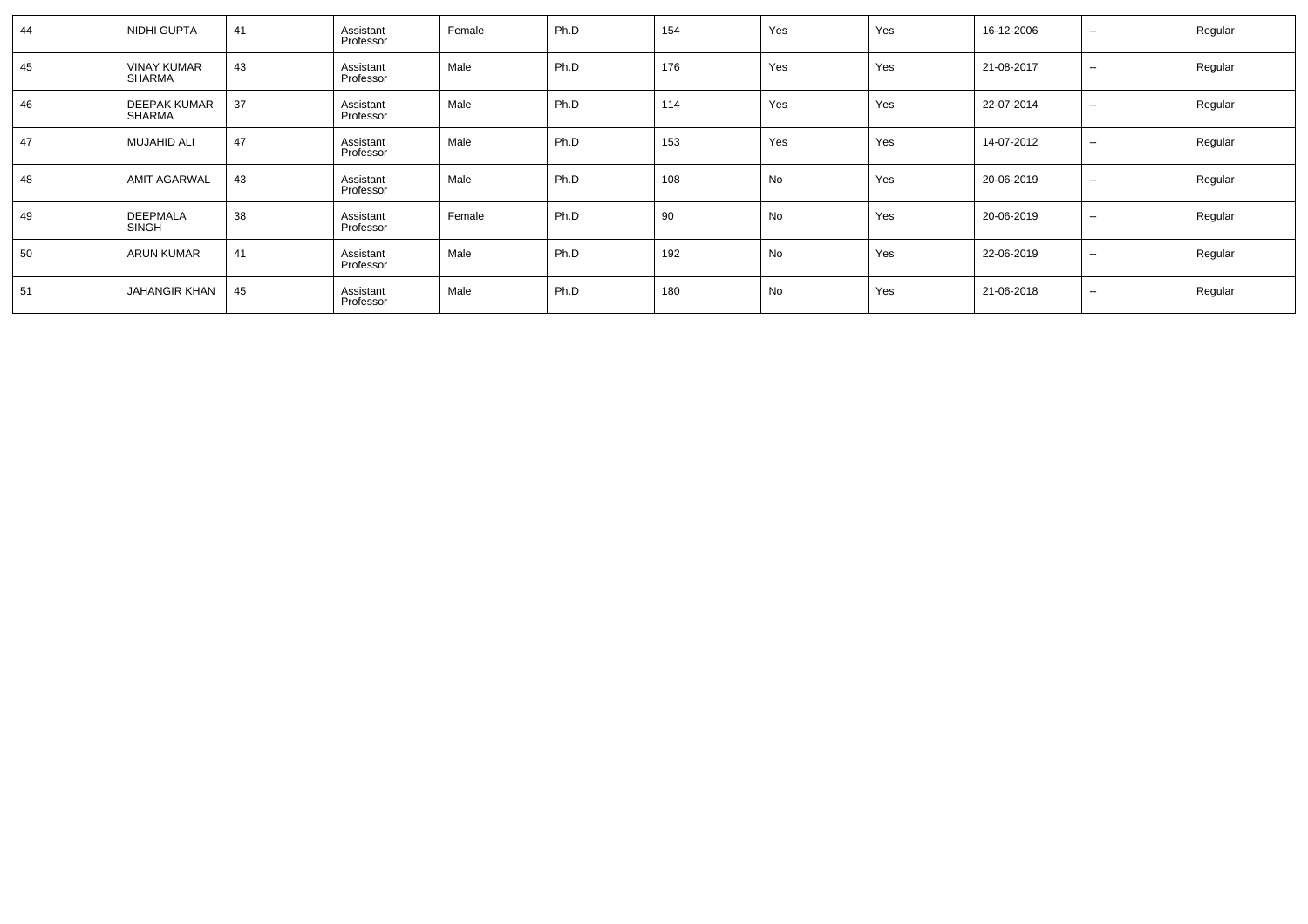| | | | | | | | | | | | |
|---|---|---|---|---|---|---|---|---|---|---|---|
| 44 | NIDHI GUPTA | 41 | Assistant Professor | Female | Ph.D | 154 | Yes | Yes | 16-12-2006 | -- | Regular |
| 45 | VINAY KUMAR SHARMA | 43 | Assistant Professor | Male | Ph.D | 176 | Yes | Yes | 21-08-2017 | -- | Regular |
| 46 | DEEPAK KUMAR SHARMA | 37 | Assistant Professor | Male | Ph.D | 114 | Yes | Yes | 22-07-2014 | -- | Regular |
| 47 | MUJAHID ALI | 47 | Assistant Professor | Male | Ph.D | 153 | Yes | Yes | 14-07-2012 | -- | Regular |
| 48 | AMIT AGARWAL | 43 | Assistant Professor | Male | Ph.D | 108 | No | Yes | 20-06-2019 | -- | Regular |
| 49 | DEEPMALA SINGH | 38 | Assistant Professor | Female | Ph.D | 90 | No | Yes | 20-06-2019 | -- | Regular |
| 50 | ARUN KUMAR | 41 | Assistant Professor | Male | Ph.D | 192 | No | Yes | 22-06-2019 | -- | Regular |
| 51 | JAHANGIR KHAN | 45 | Assistant Professor | Male | Ph.D | 180 | No | Yes | 21-06-2018 | -- | Regular |